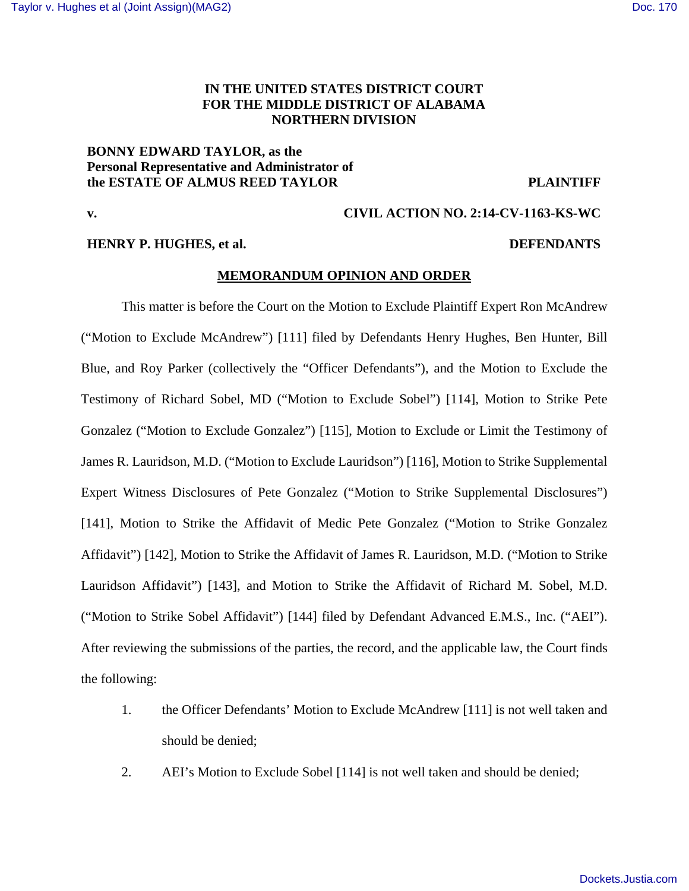**IN THE UNITED STATES DISTRICT COURT**
**FOR THE MIDDLE DISTRICT OF ALABAMA**
**NORTHERN DIVISION**

**BONNY EDWARD TAYLOR, as the Personal Representative and Administrator of the ESTATE OF ALMUS REED TAYLOR** — **PLAINTIFF**

**v.** — **CIVIL ACTION NO. 2:14-CV-1163-KS-WC**

**HENRY P. HUGHES, et al.** — **DEFENDANTS**

## MEMORANDUM OPINION AND ORDER

This matter is before the Court on the Motion to Exclude Plaintiff Expert Ron McAndrew ("Motion to Exclude McAndrew") [111] filed by Defendants Henry Hughes, Ben Hunter, Bill Blue, and Roy Parker (collectively the "Officer Defendants"), and the Motion to Exclude the Testimony of Richard Sobel, MD ("Motion to Exclude Sobel") [114], Motion to Strike Pete Gonzalez ("Motion to Exclude Gonzalez") [115], Motion to Exclude or Limit the Testimony of James R. Lauridson, M.D. ("Motion to Exclude Lauridson") [116], Motion to Strike Supplemental Expert Witness Disclosures of Pete Gonzalez ("Motion to Strike Supplemental Disclosures") [141], Motion to Strike the Affidavit of Medic Pete Gonzalez ("Motion to Strike Gonzalez Affidavit") [142], Motion to Strike the Affidavit of James R. Lauridson, M.D. ("Motion to Strike Lauridson Affidavit") [143], and Motion to Strike the Affidavit of Richard M. Sobel, M.D. ("Motion to Strike Sobel Affidavit") [144] filed by Defendant Advanced E.M.S., Inc. ("AEI"). After reviewing the submissions of the parties, the record, and the applicable law, the Court finds the following:

1. the Officer Defendants' Motion to Exclude McAndrew [111] is not well taken and should be denied;
2. AEI's Motion to Exclude Sobel [114] is not well taken and should be denied;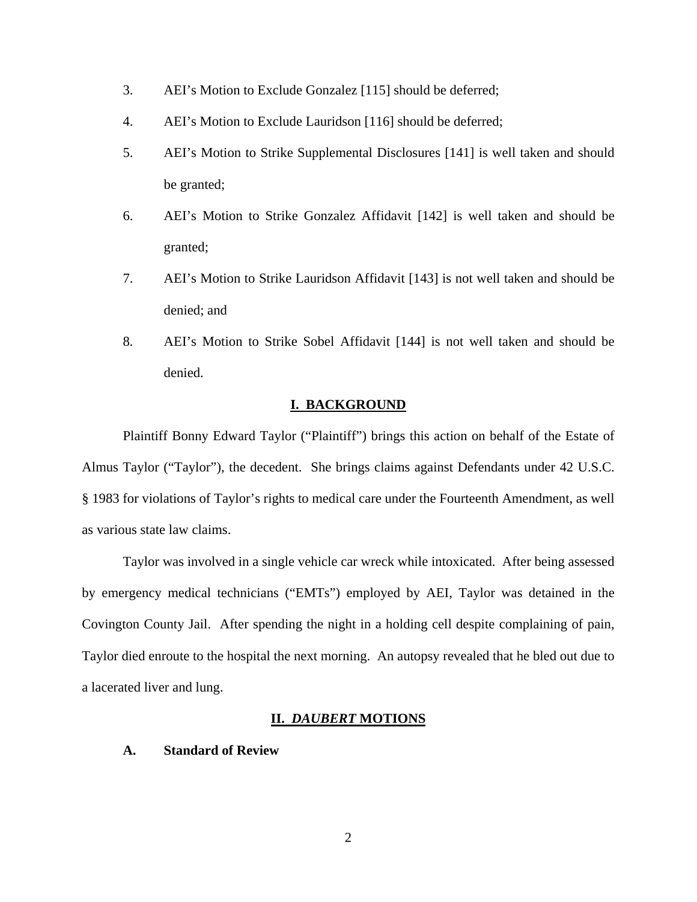3. AEI's Motion to Exclude Gonzalez [115] should be deferred;
4. AEI's Motion to Exclude Lauridson [116] should be deferred;
5. AEI's Motion to Strike Supplemental Disclosures [141] is well taken and should be granted;
6. AEI's Motion to Strike Gonzalez Affidavit [142] is well taken and should be granted;
7. AEI's Motion to Strike Lauridson Affidavit [143] is not well taken and should be denied; and
8. AEI's Motion to Strike Sobel Affidavit [144] is not well taken and should be denied.

## I. BACKGROUND

Plaintiff Bonny Edward Taylor ("Plaintiff") brings this action on behalf of the Estate of Almus Taylor ("Taylor"), the decedent. She brings claims against Defendants under 42 U.S.C. § 1983 for violations of Taylor's rights to medical care under the Fourteenth Amendment, as well as various state law claims.

Taylor was involved in a single vehicle car wreck while intoxicated. After being assessed by emergency medical technicians ("EMTs") employed by AEI, Taylor was detained in the Covington County Jail. After spending the night in a holding cell despite complaining of pain, Taylor died enroute to the hospital the next morning. An autopsy revealed that he bled out due to a lacerated liver and lung.

## II. *DAUBERT* MOTIONS

### A. Standard of Review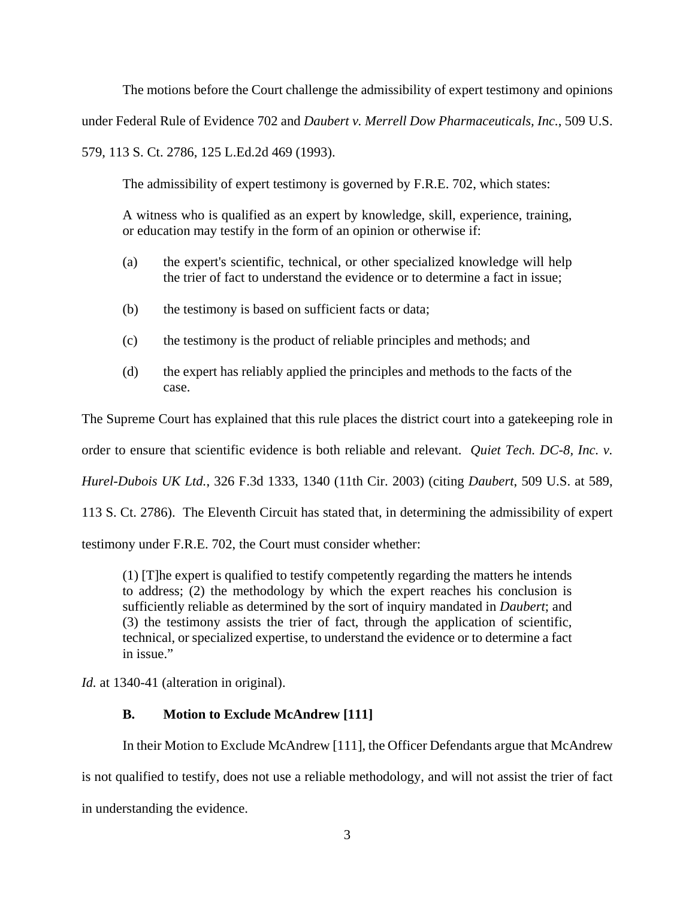The motions before the Court challenge the admissibility of expert testimony and opinions under Federal Rule of Evidence 702 and *Daubert v. Merrell Dow Pharmaceuticals, Inc.*, 509 U.S. 579, 113 S. Ct. 2786, 125 L.Ed.2d 469 (1993).

The admissibility of expert testimony is governed by F.R.E. 702, which states:

> A witness who is qualified as an expert by knowledge, skill, experience, training, or education may testify in the form of an opinion or otherwise if:
>
> (a) the expert's scientific, technical, or other specialized knowledge will help the trier of fact to understand the evidence or to determine a fact in issue;
>
> (b) the testimony is based on sufficient facts or data;
>
> (c) the testimony is the product of reliable principles and methods; and
>
> (d) the expert has reliably applied the principles and methods to the facts of the case.

The Supreme Court has explained that this rule places the district court into a gatekeeping role in order to ensure that scientific evidence is both reliable and relevant. *Quiet Tech. DC-8, Inc. v. Hurel-Dubois UK Ltd.*, 326 F.3d 1333, 1340 (11th Cir. 2003) (citing *Daubert*, 509 U.S. at 589, 113 S. Ct. 2786). The Eleventh Circuit has stated that, in determining the admissibility of expert testimony under F.R.E. 702, the Court must consider whether:

> (1) [T]he expert is qualified to testify competently regarding the matters he intends to address; (2) the methodology by which the expert reaches his conclusion is sufficiently reliable as determined by the sort of inquiry mandated in *Daubert*; and (3) the testimony assists the trier of fact, through the application of scientific, technical, or specialized expertise, to understand the evidence or to determine a fact in issue."

*Id.* at 1340-41 (alteration in original).

### B. Motion to Exclude McAndrew [111]

In their Motion to Exclude McAndrew [111], the Officer Defendants argue that McAndrew is not qualified to testify, does not use a reliable methodology, and will not assist the trier of fact in understanding the evidence.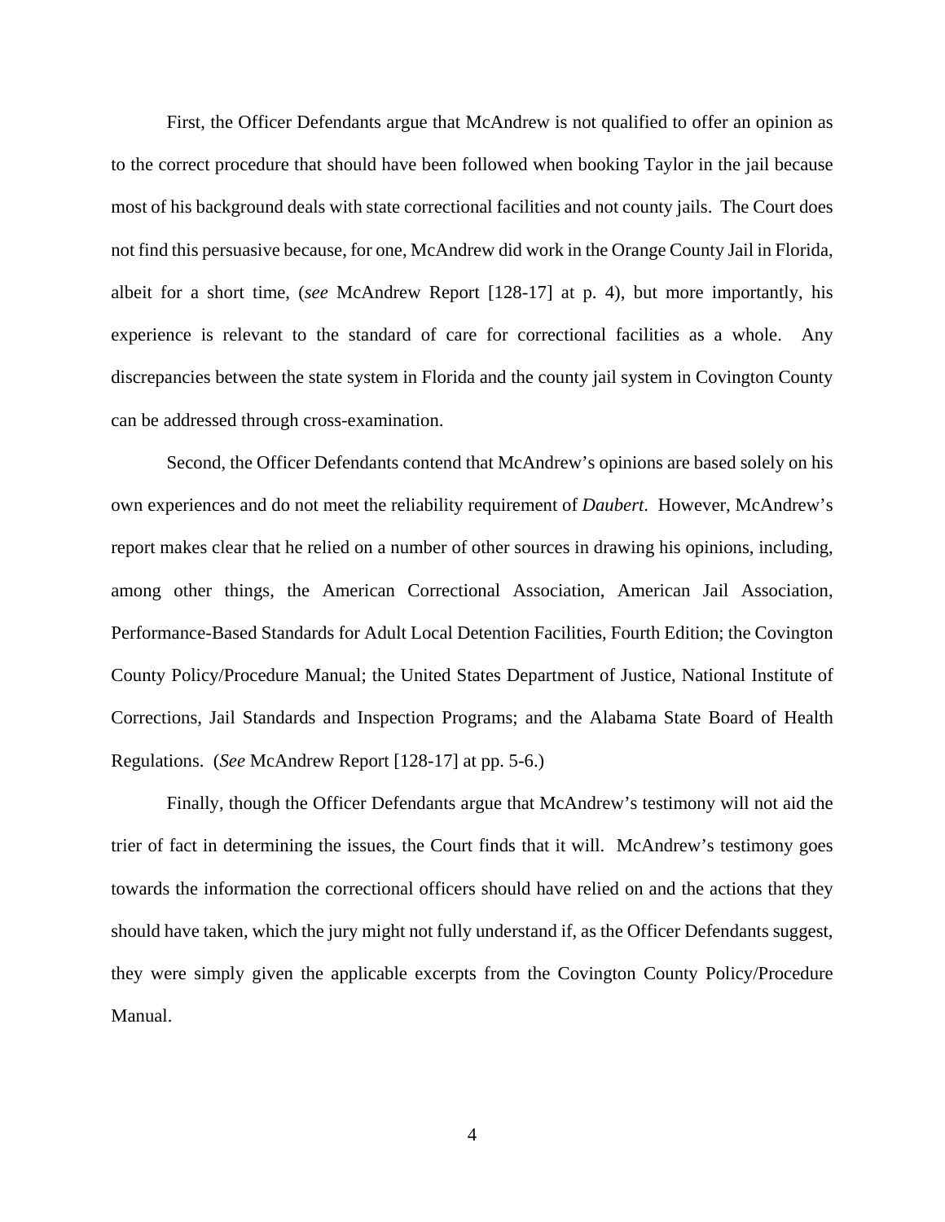First, the Officer Defendants argue that McAndrew is not qualified to offer an opinion as to the correct procedure that should have been followed when booking Taylor in the jail because most of his background deals with state correctional facilities and not county jails. The Court does not find this persuasive because, for one, McAndrew did work in the Orange County Jail in Florida, albeit for a short time, (*see* McAndrew Report [128-17] at p. 4), but more importantly, his experience is relevant to the standard of care for correctional facilities as a whole. Any discrepancies between the state system in Florida and the county jail system in Covington County can be addressed through cross-examination.

Second, the Officer Defendants contend that McAndrew's opinions are based solely on his own experiences and do not meet the reliability requirement of *Daubert*. However, McAndrew's report makes clear that he relied on a number of other sources in drawing his opinions, including, among other things, the American Correctional Association, American Jail Association, Performance-Based Standards for Adult Local Detention Facilities, Fourth Edition; the Covington County Policy/Procedure Manual; the United States Department of Justice, National Institute of Corrections, Jail Standards and Inspection Programs; and the Alabama State Board of Health Regulations. (*See* McAndrew Report [128-17] at pp. 5-6.)

Finally, though the Officer Defendants argue that McAndrew's testimony will not aid the trier of fact in determining the issues, the Court finds that it will. McAndrew's testimony goes towards the information the correctional officers should have relied on and the actions that they should have taken, which the jury might not fully understand if, as the Officer Defendants suggest, they were simply given the applicable excerpts from the Covington County Policy/Procedure Manual.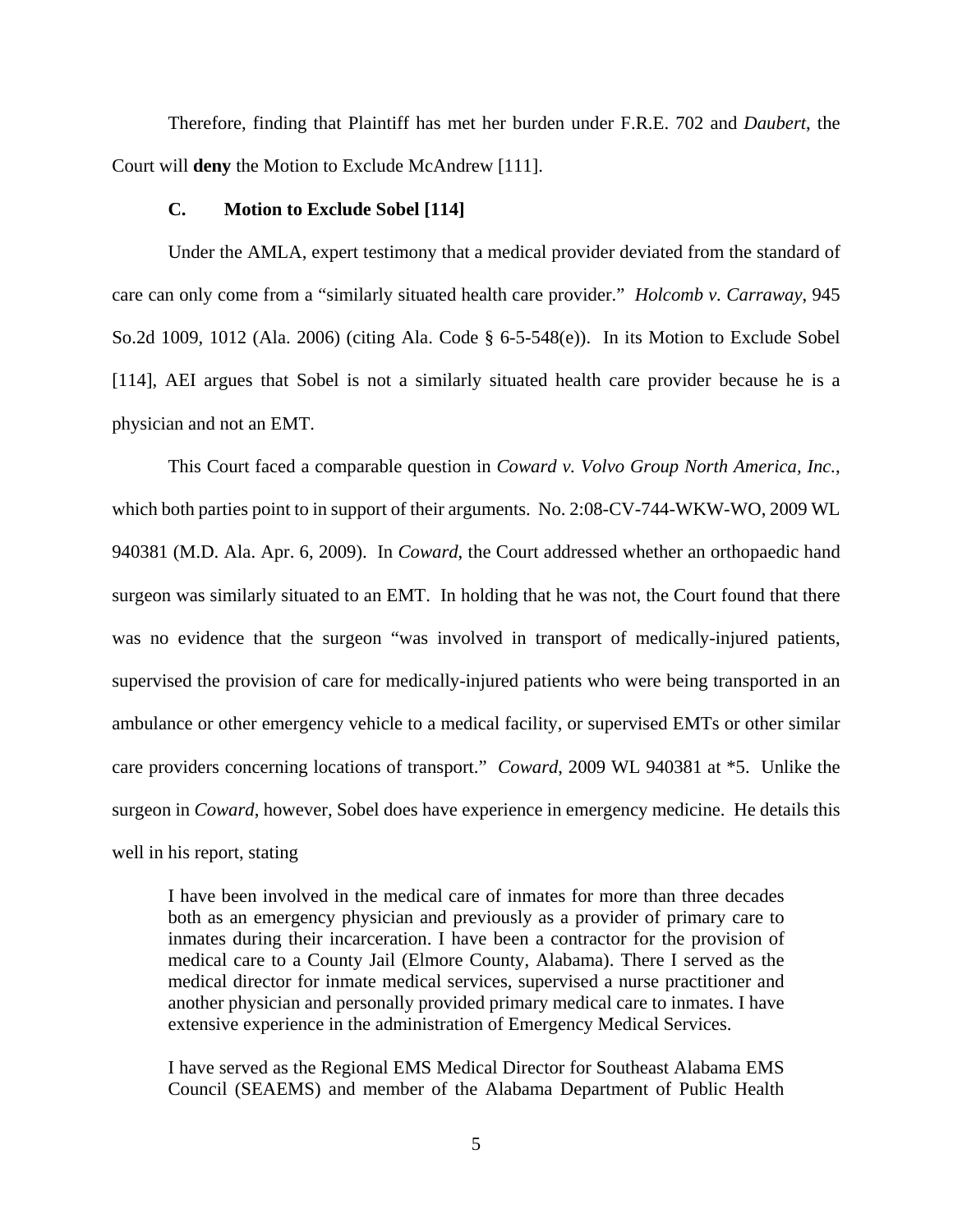Therefore, finding that Plaintiff has met her burden under F.R.E. 702 and *Daubert*, the Court will **deny** the Motion to Exclude McAndrew [111].

### C. Motion to Exclude Sobel [114]

Under the AMLA, expert testimony that a medical provider deviated from the standard of care can only come from a "similarly situated health care provider." *Holcomb v. Carraway*, 945 So.2d 1009, 1012 (Ala. 2006) (citing Ala. Code § 6-5-548(e)). In its Motion to Exclude Sobel [114], AEI argues that Sobel is not a similarly situated health care provider because he is a physician and not an EMT.

This Court faced a comparable question in *Coward v. Volvo Group North America, Inc.*, which both parties point to in support of their arguments. No. 2:08-CV-744-WKW-WO, 2009 WL 940381 (M.D. Ala. Apr. 6, 2009). In *Coward*, the Court addressed whether an orthopaedic hand surgeon was similarly situated to an EMT. In holding that he was not, the Court found that there was no evidence that the surgeon "was involved in transport of medically-injured patients, supervised the provision of care for medically-injured patients who were being transported in an ambulance or other emergency vehicle to a medical facility, or supervised EMTs or other similar care providers concerning locations of transport." *Coward*, 2009 WL 940381 at *5. Unlike the surgeon in *Coward*, however, Sobel does have experience in emergency medicine. He details this well in his report, stating

> I have been involved in the medical care of inmates for more than three decades both as an emergency physician and previously as a provider of primary care to inmates during their incarceration. I have been a contractor for the provision of medical care to a County Jail (Elmore County, Alabama). There I served as the medical director for inmate medical services, supervised a nurse practitioner and another physician and personally provided primary medical care to inmates. I have extensive experience in the administration of Emergency Medical Services.
>
> I have served as the Regional EMS Medical Director for Southeast Alabama EMS Council (SEAEMS) and member of the Alabama Department of Public Health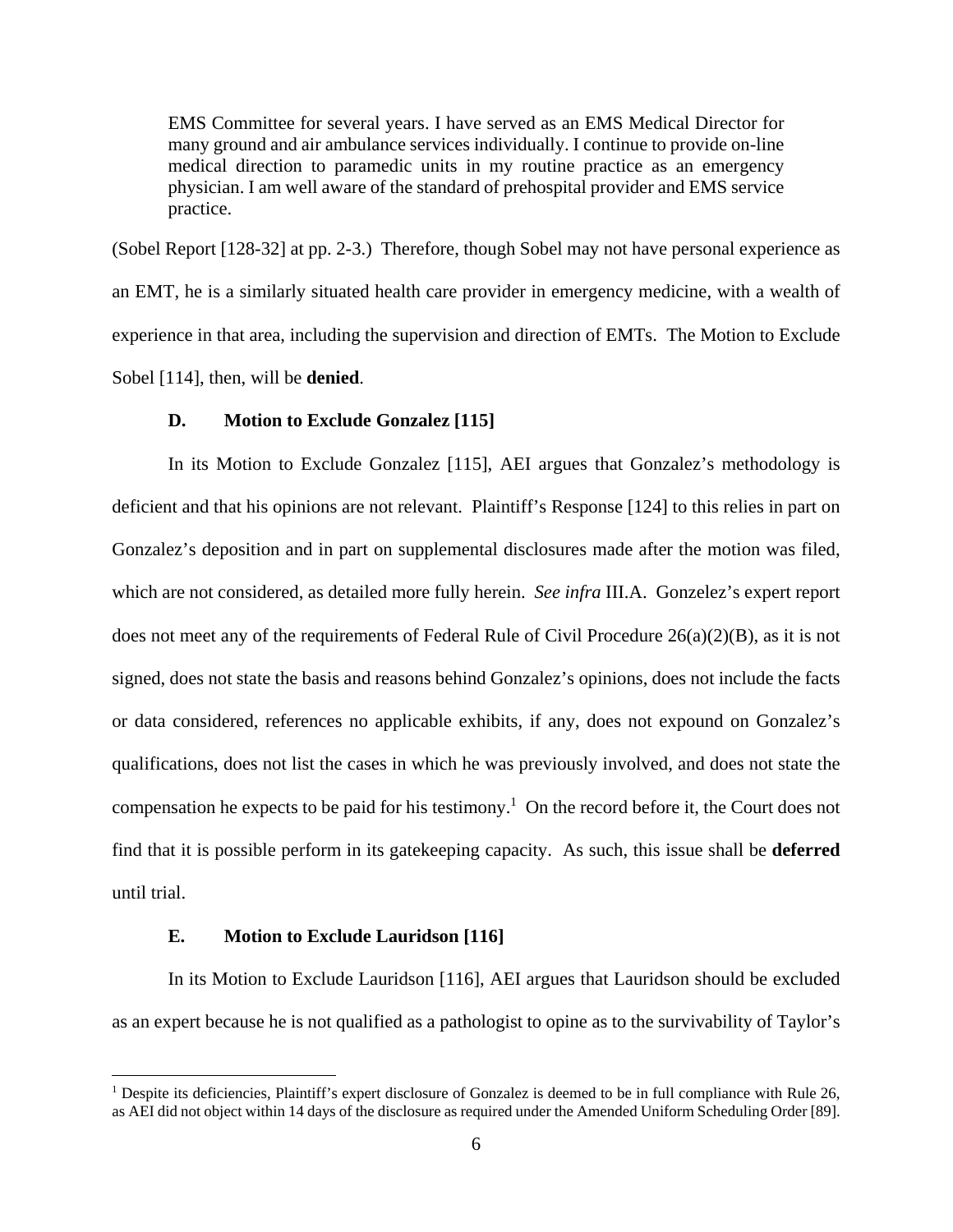> EMS Committee for several years. I have served as an EMS Medical Director for many ground and air ambulance services individually. I continue to provide on-line medical direction to paramedic units in my routine practice as an emergency physician. I am well aware of the standard of prehospital provider and EMS service practice.

(Sobel Report [128-32] at pp. 2-3.) Therefore, though Sobel may not have personal experience as an EMT, he is a similarly situated health care provider in emergency medicine, with a wealth of experience in that area, including the supervision and direction of EMTs. The Motion to Exclude Sobel [114], then, will be **denied**.

### D. Motion to Exclude Gonzalez [115]

In its Motion to Exclude Gonzalez [115], AEI argues that Gonzalez's methodology is deficient and that his opinions are not relevant. Plaintiff's Response [124] to this relies in part on Gonzalez's deposition and in part on supplemental disclosures made after the motion was filed, which are not considered, as detailed more fully herein. *See infra* III.A. Gonzelez's expert report does not meet any of the requirements of Federal Rule of Civil Procedure 26(a)(2)(B), as it is not signed, does not state the basis and reasons behind Gonzalez's opinions, does not include the facts or data considered, references no applicable exhibits, if any, does not expound on Gonzalez's qualifications, does not list the cases in which he was previously involved, and does not state the compensation he expects to be paid for his testimony.[1] On the record before it, the Court does not find that it is possible perform in its gatekeeping capacity. As such, this issue shall be **deferred** until trial.

### E. Motion to Exclude Lauridson [116]

In its Motion to Exclude Lauridson [116], AEI argues that Lauridson should be excluded as an expert because he is not qualified as a pathologist to opine as to the survivability of Taylor's

[1] Despite its deficiencies, Plaintiff's expert disclosure of Gonzalez is deemed to be in full compliance with Rule 26, as AEI did not object within 14 days of the disclosure as required under the Amended Uniform Scheduling Order [89].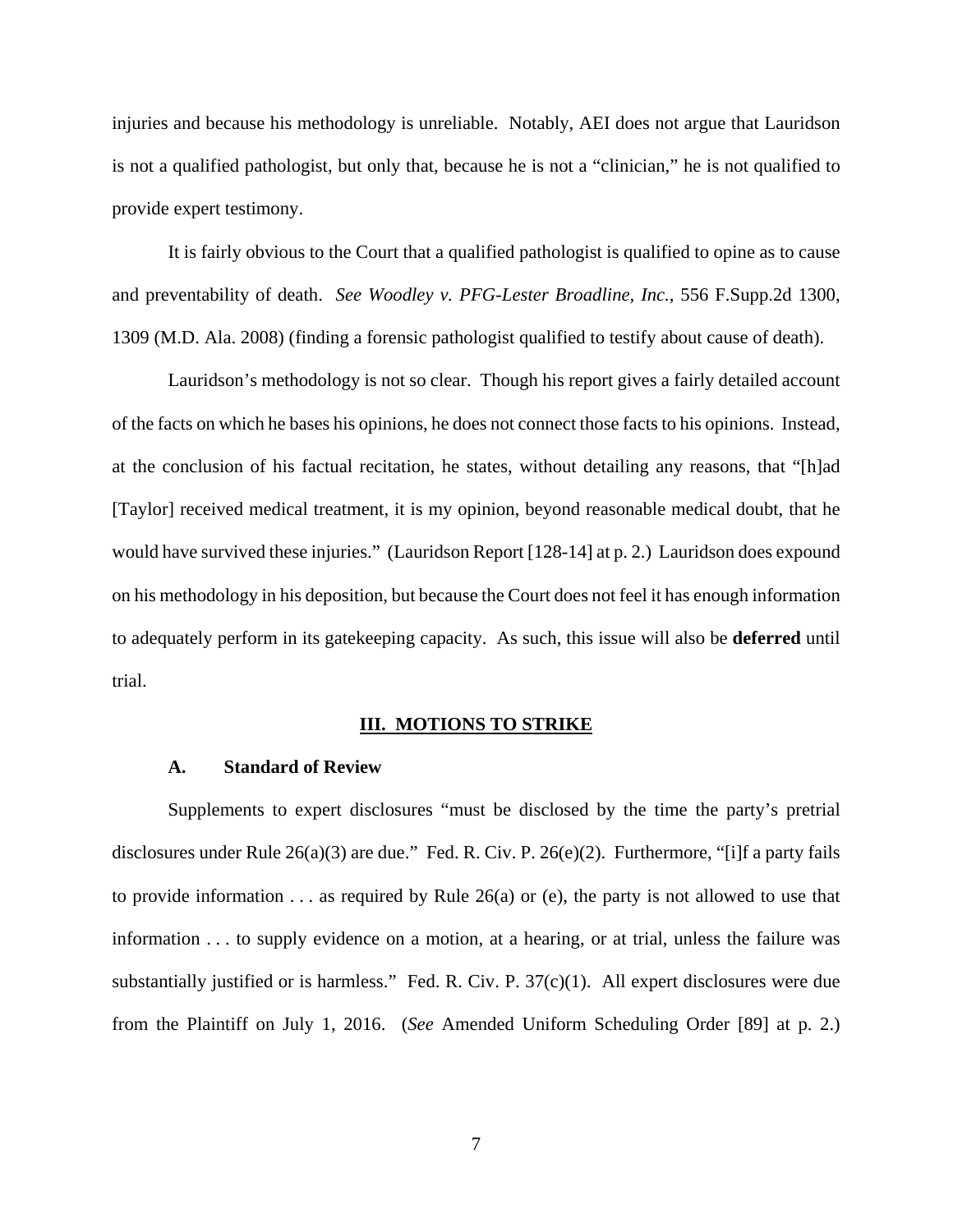injuries and because his methodology is unreliable. Notably, AEI does not argue that Lauridson is not a qualified pathologist, but only that, because he is not a "clinician," he is not qualified to provide expert testimony.

It is fairly obvious to the Court that a qualified pathologist is qualified to opine as to cause and preventability of death. *See Woodley v. PFG-Lester Broadline, Inc.*, 556 F.Supp.2d 1300, 1309 (M.D. Ala. 2008) (finding a forensic pathologist qualified to testify about cause of death).

Lauridson's methodology is not so clear. Though his report gives a fairly detailed account of the facts on which he bases his opinions, he does not connect those facts to his opinions. Instead, at the conclusion of his factual recitation, he states, without detailing any reasons, that "[h]ad [Taylor] received medical treatment, it is my opinion, beyond reasonable medical doubt, that he would have survived these injuries." (Lauridson Report [128-14] at p. 2.) Lauridson does expound on his methodology in his deposition, but because the Court does not feel it has enough information to adequately perform in its gatekeeping capacity. As such, this issue will also be **deferred** until trial.

## III. MOTIONS TO STRIKE

### A. Standard of Review

Supplements to expert disclosures "must be disclosed by the time the party's pretrial disclosures under Rule 26(a)(3) are due." Fed. R. Civ. P. 26(e)(2). Furthermore, "[i]f a party fails to provide information . . . as required by Rule 26(a) or (e), the party is not allowed to use that information . . . to supply evidence on a motion, at a hearing, or at trial, unless the failure was substantially justified or is harmless." Fed. R. Civ. P. 37(c)(1). All expert disclosures were due from the Plaintiff on July 1, 2016. (*See* Amended Uniform Scheduling Order [89] at p. 2.)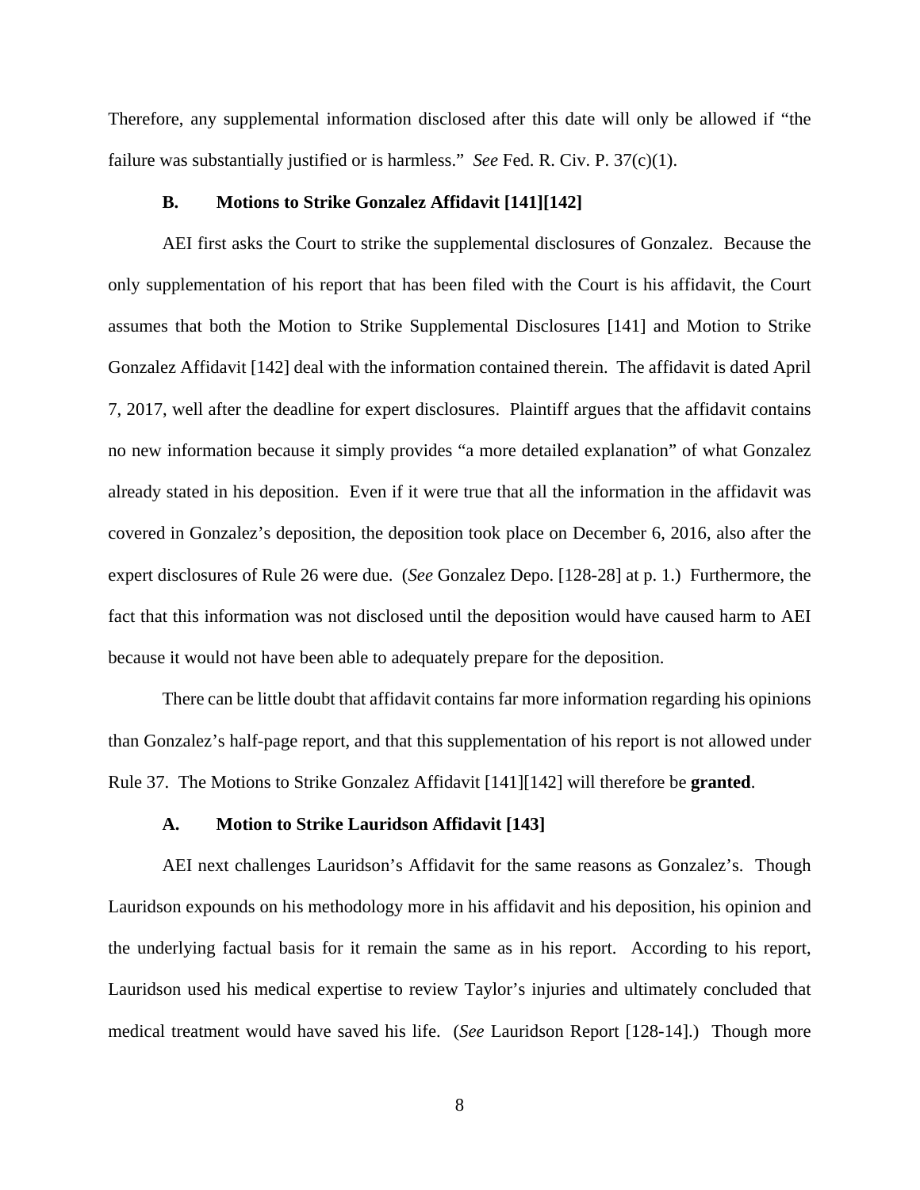Therefore, any supplemental information disclosed after this date will only be allowed if "the failure was substantially justified or is harmless." *See* Fed. R. Civ. P. 37(c)(1).

### B. Motions to Strike Gonzalez Affidavit [141][142]

AEI first asks the Court to strike the supplemental disclosures of Gonzalez. Because the only supplementation of his report that has been filed with the Court is his affidavit, the Court assumes that both the Motion to Strike Supplemental Disclosures [141] and Motion to Strike Gonzalez Affidavit [142] deal with the information contained therein. The affidavit is dated April 7, 2017, well after the deadline for expert disclosures. Plaintiff argues that the affidavit contains no new information because it simply provides "a more detailed explanation" of what Gonzalez already stated in his deposition. Even if it were true that all the information in the affidavit was covered in Gonzalez's deposition, the deposition took place on December 6, 2016, also after the expert disclosures of Rule 26 were due. (*See* Gonzalez Depo. [128-28] at p. 1.) Furthermore, the fact that this information was not disclosed until the deposition would have caused harm to AEI because it would not have been able to adequately prepare for the deposition.

There can be little doubt that affidavit contains far more information regarding his opinions than Gonzalez's half-page report, and that this supplementation of his report is not allowed under Rule 37. The Motions to Strike Gonzalez Affidavit [141][142] will therefore be **granted**.

### A. Motion to Strike Lauridson Affidavit [143]

AEI next challenges Lauridson's Affidavit for the same reasons as Gonzalez's. Though Lauridson expounds on his methodology more in his affidavit and his deposition, his opinion and the underlying factual basis for it remain the same as in his report. According to his report, Lauridson used his medical expertise to review Taylor's injuries and ultimately concluded that medical treatment would have saved his life. (*See* Lauridson Report [128-14].) Though more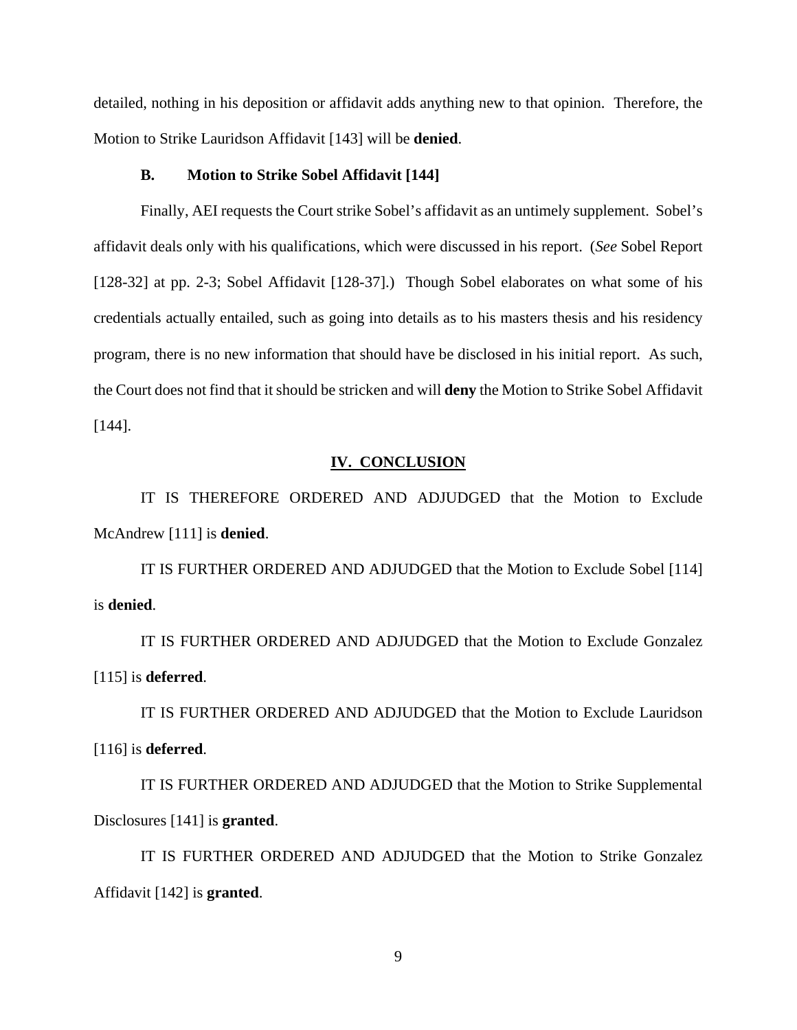detailed, nothing in his deposition or affidavit adds anything new to that opinion. Therefore, the Motion to Strike Lauridson Affidavit [143] will be **denied**.

### B. Motion to Strike Sobel Affidavit [144]

Finally, AEI requests the Court strike Sobel's affidavit as an untimely supplement. Sobel's affidavit deals only with his qualifications, which were discussed in his report. (*See* Sobel Report [128-32] at pp. 2-3; Sobel Affidavit [128-37].) Though Sobel elaborates on what some of his credentials actually entailed, such as going into details as to his masters thesis and his residency program, there is no new information that should have be disclosed in his initial report. As such, the Court does not find that it should be stricken and will **deny** the Motion to Strike Sobel Affidavit [144].

## IV. CONCLUSION

IT IS THEREFORE ORDERED AND ADJUDGED that the Motion to Exclude McAndrew [111] is **denied**.

IT IS FURTHER ORDERED AND ADJUDGED that the Motion to Exclude Sobel [114] is **denied**.

IT IS FURTHER ORDERED AND ADJUDGED that the Motion to Exclude Gonzalez [115] is **deferred**.

IT IS FURTHER ORDERED AND ADJUDGED that the Motion to Exclude Lauridson [116] is **deferred**.

IT IS FURTHER ORDERED AND ADJUDGED that the Motion to Strike Supplemental Disclosures [141] is **granted**.

IT IS FURTHER ORDERED AND ADJUDGED that the Motion to Strike Gonzalez Affidavit [142] is **granted**.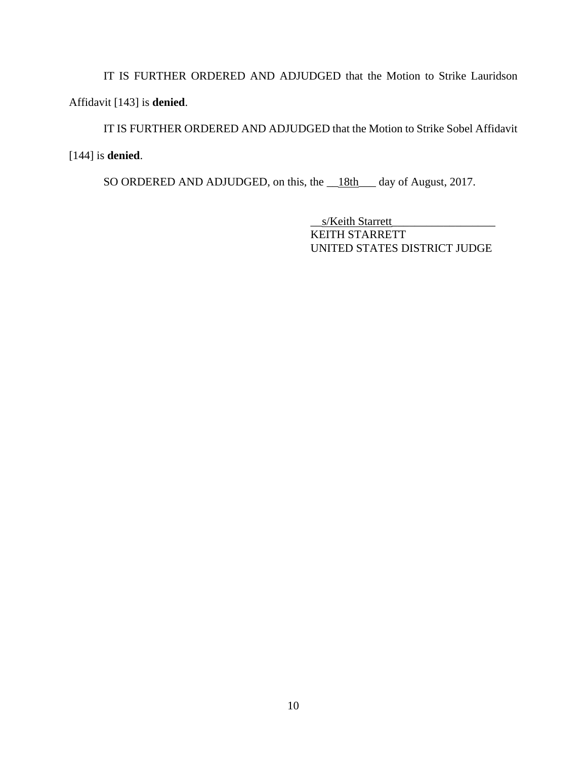IT IS FURTHER ORDERED AND ADJUDGED that the Motion to Strike Lauridson Affidavit [143] is **denied**.

IT IS FURTHER ORDERED AND ADJUDGED that the Motion to Strike Sobel Affidavit [144] is **denied**.

SO ORDERED AND ADJUDGED, on this, the __18th___ day of August, 2017.

__s/Keith Starrett__________________
KEITH STARRETT
UNITED STATES DISTRICT JUDGE